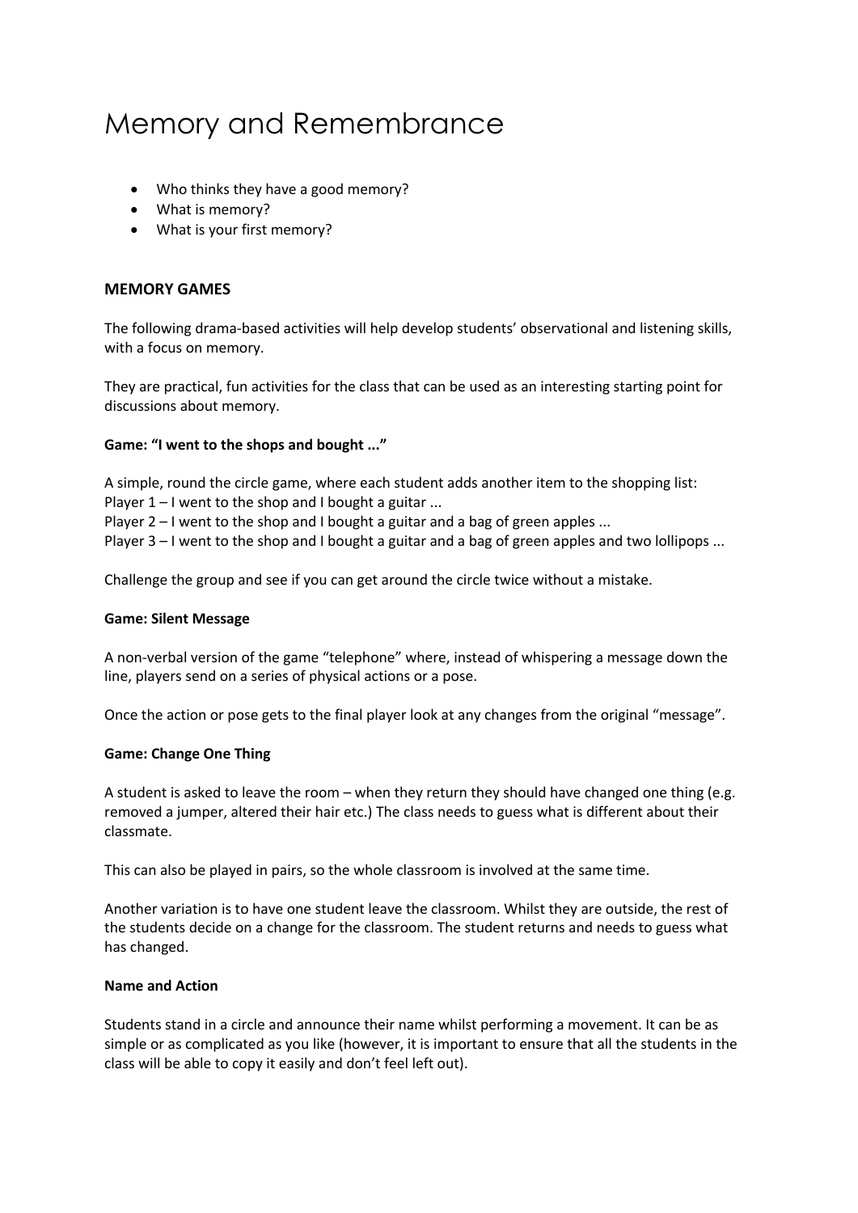# Memory and Remembrance

- Who thinks they have a good memory?
- What is memory?
- What is your first memory?

**MEMORY GAMES**

The following drama-based activities will help develop students' observational and listening skills, with a focus on memory.

They are practical, fun activities for the class that can be used as an interesting starting point for discussions about memory.

**Game: "I went to the shops and bought ..."**

A simple, round the circle game, where each student adds another item to the shopping list:
Player 1 – I went to the shop and I bought a guitar ...
Player 2 – I went to the shop and I bought a guitar and a bag of green apples ...
Player 3 – I went to the shop and I bought a guitar and a bag of green apples and two lollipops ...

Challenge the group and see if you can get around the circle twice without a mistake.

**Game: Silent Message**

A non-verbal version of the game "telephone" where, instead of whispering a message down the line, players send on a series of physical actions or a pose.

Once the action or pose gets to the final player look at any changes from the original "message".

**Game: Change One Thing**

A student is asked to leave the room – when they return they should have changed one thing (e.g. removed a jumper, altered their hair etc.) The class needs to guess what is different about their classmate.

This can also be played in pairs, so the whole classroom is involved at the same time.

Another variation is to have one student leave the classroom. Whilst they are outside, the rest of the students decide on a change for the classroom. The student returns and needs to guess what has changed.

**Name and Action**

Students stand in a circle and announce their name whilst performing a movement. It can be as simple or as complicated as you like (however, it is important to ensure that all the students in the class will be able to copy it easily and don't feel left out).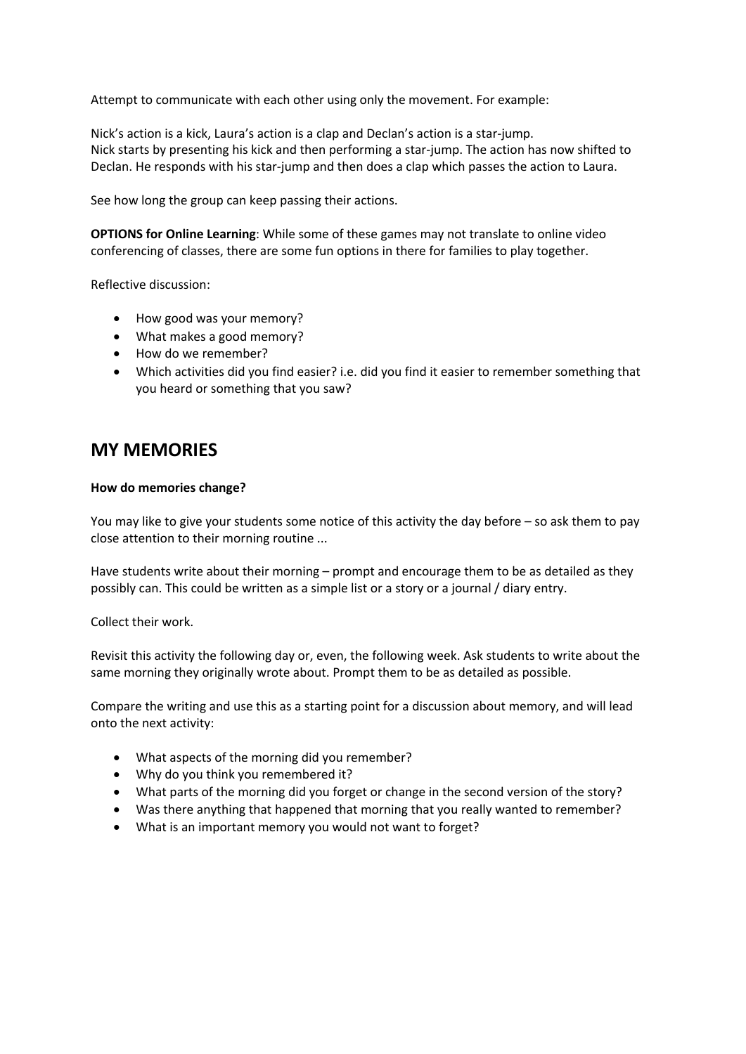Attempt to communicate with each other using only the movement. For example:

Nick's action is a kick, Laura's action is a clap and Declan's action is a star-jump.
Nick starts by presenting his kick and then performing a star-jump. The action has now shifted to Declan. He responds with his star-jump and then does a clap which passes the action to Laura.

See how long the group can keep passing their actions.

**OPTIONS for Online Learning**: While some of these games may not translate to online video conferencing of classes, there are some fun options in there for families to play together.

Reflective discussion:

- How good was your memory?
- What makes a good memory?
- How do we remember?
- Which activities did you find easier? i.e. did you find it easier to remember something that you heard or something that you saw?

## MY MEMORIES

**How do memories change?**

You may like to give your students some notice of this activity the day before – so ask them to pay close attention to their morning routine ...

Have students write about their morning – prompt and encourage them to be as detailed as they possibly can. This could be written as a simple list or a story or a journal / diary entry.

Collect their work.

Revisit this activity the following day or, even, the following week. Ask students to write about the same morning they originally wrote about. Prompt them to be as detailed as possible.

Compare the writing and use this as a starting point for a discussion about memory, and will lead onto the next activity:

- What aspects of the morning did you remember?
- Why do you think you remembered it?
- What parts of the morning did you forget or change in the second version of the story?
- Was there anything that happened that morning that you really wanted to remember?
- What is an important memory you would not want to forget?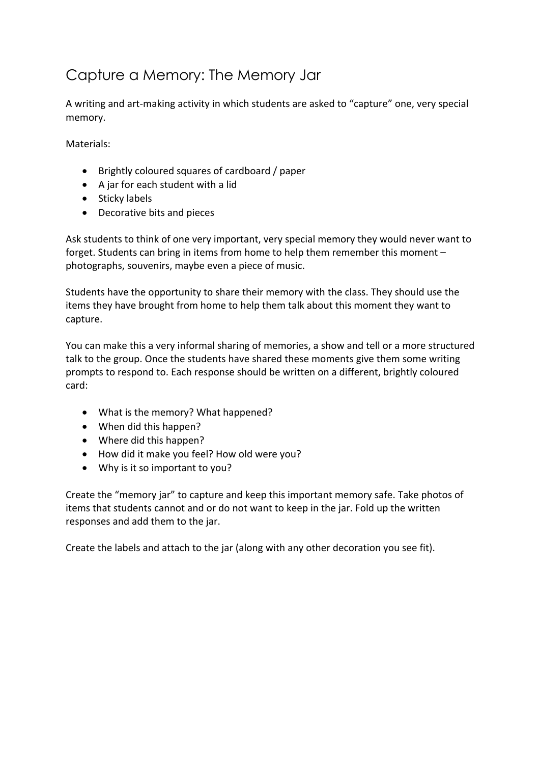# Capture a Memory: The Memory Jar

A writing and art-making activity in which students are asked to "capture" one, very special memory.

Materials:

- Brightly coloured squares of cardboard / paper
- A jar for each student with a lid
- Sticky labels
- Decorative bits and pieces

Ask students to think of one very important, very special memory they would never want to forget. Students can bring in items from home to help them remember this moment – photographs, souvenirs, maybe even a piece of music.

Students have the opportunity to share their memory with the class. They should use the items they have brought from home to help them talk about this moment they want to capture.

You can make this a very informal sharing of memories, a show and tell or a more structured talk to the group. Once the students have shared these moments give them some writing prompts to respond to. Each response should be written on a different, brightly coloured card:

- What is the memory? What happened?
- When did this happen?
- Where did this happen?
- How did it make you feel? How old were you?
- Why is it so important to you?

Create the "memory jar" to capture and keep this important memory safe. Take photos of items that students cannot and or do not want to keep in the jar. Fold up the written responses and add them to the jar.

Create the labels and attach to the jar (along with any other decoration you see fit).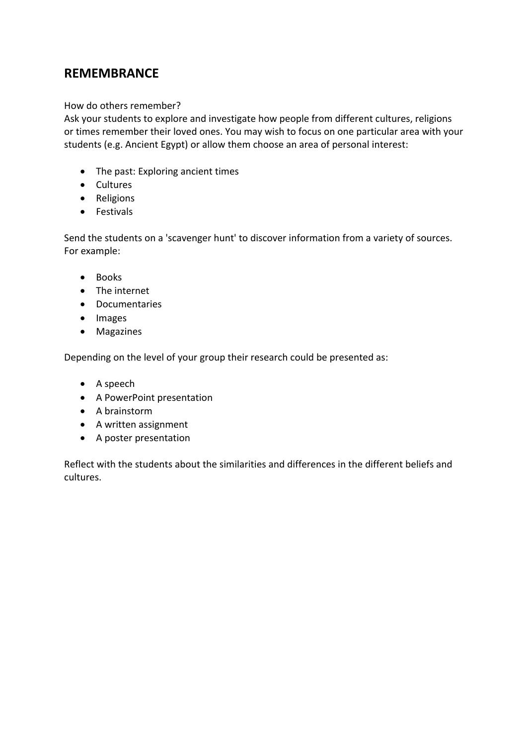## REMEMBRANCE

How do others remember?
Ask your students to explore and investigate how people from different cultures, religions or times remember their loved ones. You may wish to focus on one particular area with your students (e.g. Ancient Egypt) or allow them choose an area of personal interest:

- The past: Exploring ancient times
- Cultures
- Religions
- Festivals

Send the students on a 'scavenger hunt' to discover information from a variety of sources. For example:

- Books
- The internet
- Documentaries
- Images
- Magazines

Depending on the level of your group their research could be presented as:

- A speech
- A PowerPoint presentation
- A brainstorm
- A written assignment
- A poster presentation

Reflect with the students about the similarities and differences in the different beliefs and cultures.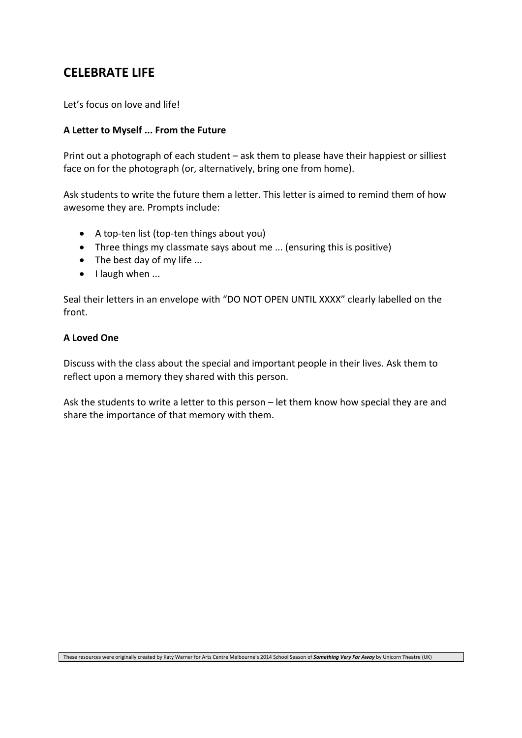# CELEBRATE LIFE

Let's focus on love and life!

### A Letter to Myself ... From the Future

Print out a photograph of each student – ask them to please have their happiest or silliest face on for the photograph (or, alternatively, bring one from home).

Ask students to write the future them a letter. This letter is aimed to remind them of how awesome they are. Prompts include:

- A top-ten list (top-ten things about you)
- Three things my classmate says about me ... (ensuring this is positive)
- The best day of my life ...
- I laugh when ...

Seal their letters in an envelope with "DO NOT OPEN UNTIL XXXX" clearly labelled on the front.

### A Loved One

Discuss with the class about the special and important people in their lives. Ask them to reflect upon a memory they shared with this person.

Ask the students to write a letter to this person – let them know how special they are and share the importance of that memory with them.